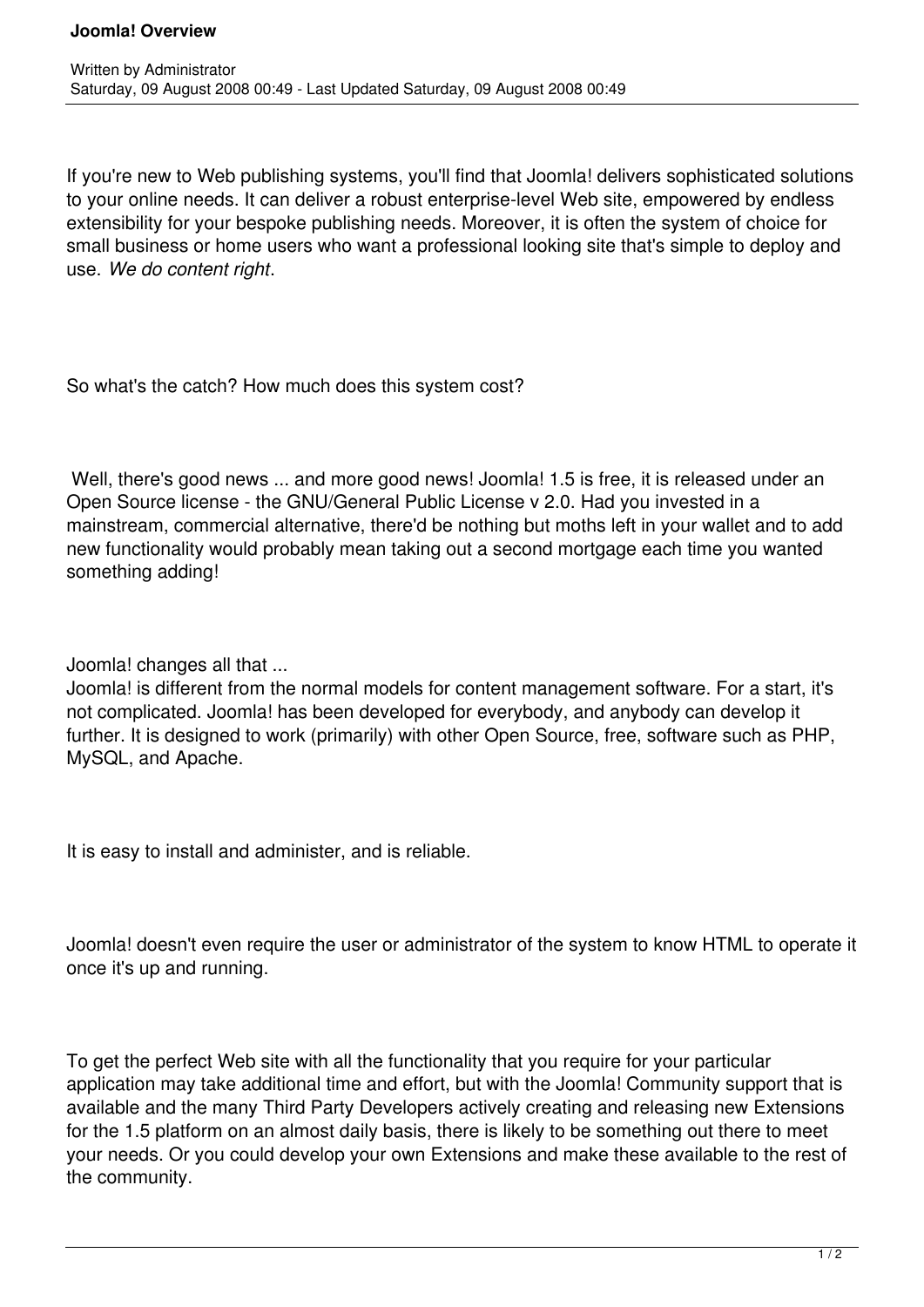# Joomla! Overview

Written by Administrator
Saturday, 09 August 2008 00:49 - Last Updated Saturday, 09 August 2008 00:49

If you're new to Web publishing systems, you'll find that Joomla! delivers sophisticated solutions to your online needs. It can deliver a robust enterprise-level Web site, empowered by endless extensibility for your bespoke publishing needs. Moreover, it is often the system of choice for small business or home users who want a professional looking site that's simple to deploy and use. *We do content right*.

So what's the catch? How much does this system cost?

Well, there's good news ... and more good news! Joomla! 1.5 is free, it is released under an Open Source license - the GNU/General Public License v 2.0. Had you invested in a mainstream, commercial alternative, there'd be nothing but moths left in your wallet and to add new functionality would probably mean taking out a second mortgage each time you wanted something adding!

Joomla! changes all that ...
Joomla! is different from the normal models for content management software. For a start, it's not complicated. Joomla! has been developed for everybody, and anybody can develop it further. It is designed to work (primarily) with other Open Source, free, software such as PHP, MySQL, and Apache.

It is easy to install and administer, and is reliable.

Joomla! doesn't even require the user or administrator of the system to know HTML to operate it once it's up and running.

To get the perfect Web site with all the functionality that you require for your particular application may take additional time and effort, but with the Joomla! Community support that is available and the many Third Party Developers actively creating and releasing new Extensions for the 1.5 platform on an almost daily basis, there is likely to be something out there to meet your needs. Or you could develop your own Extensions and make these available to the rest of the community.